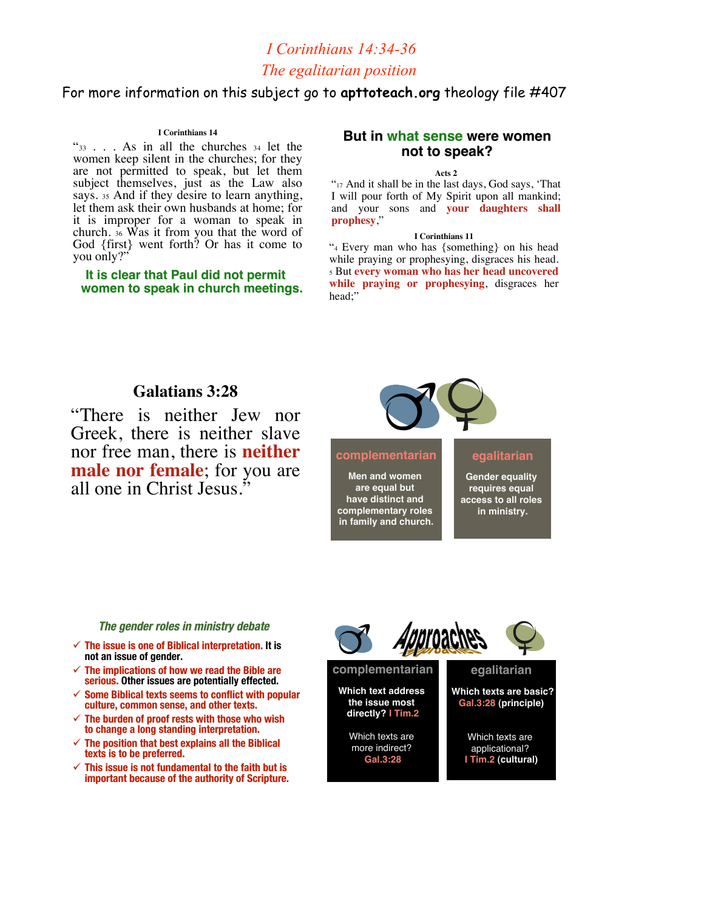# *I Corinthians 14:34-36*

## *The egalitarian position*

For more information on this subject go to **apttoteach.org** theology file #407

**I Corinthians 14**

"33 . . . As in all the churches 34 let the women keep silent in the churches; for they are not permitted to speak, but let them subject themselves, just as the Law also says. 35 And if they desire to learn anything, let them ask their own husbands at home; for it is improper for a woman to speak in church. 36 Was it from you that the word of God {first} went forth? Or has it come to you only?"

**It is clear that Paul did not permit women to speak in church meetings.**

### But in what sense were women not to speak?

**Acts 2**

"17 And it shall be in the last days, God says, 'That I will pour forth of My Spirit upon all mankind; and your sons and **your daughters shall prophesy**,"

**I Corinthians 11**

"4 Every man who has {something} on his head while praying or prophesying, disgraces his head. 5 But **every woman who has her head uncovered while praying or prophesying**, disgraces her head;"

### Galatians 3:28

"There is neither Jew nor Greek, there is neither slave nor free man, there is **neither male nor female**; for you are all one in Christ Jesus."

| complementarian | egalitarian |
|---|---|
| Men and women are equal but have distinct and complementary roles in family and church. | Gender equality requires equal access to all roles in ministry. |

### *The gender roles in ministry debate*

- ✓ **The issue is one of Biblical interpretation.** It is not an issue of gender.
- ✓ **The implications of how we read the Bible are serious.** Other issues are potentially effected.
- ✓ **Some Biblical texts seems to conflict with popular culture, common sense, and other texts.**
- ✓ **The burden of proof rests with those who wish to change a long standing interpretation.**
- ✓ **The position that best explains all the Biblical texts is to be preferred.**
- ✓ **This issue is not fundamental to the faith but is important because of the authority of Scripture.**

### Approaches

| complementarian | egalitarian |
|---|---|
| **Which text address the issue most directly?** I Tim.2 | **Which texts are basic?** Gal.3:28 **(principle)** |
| Which texts are more indirect? **Gal.3:28** | Which texts are applicational? **I Tim.2 (cultural)** |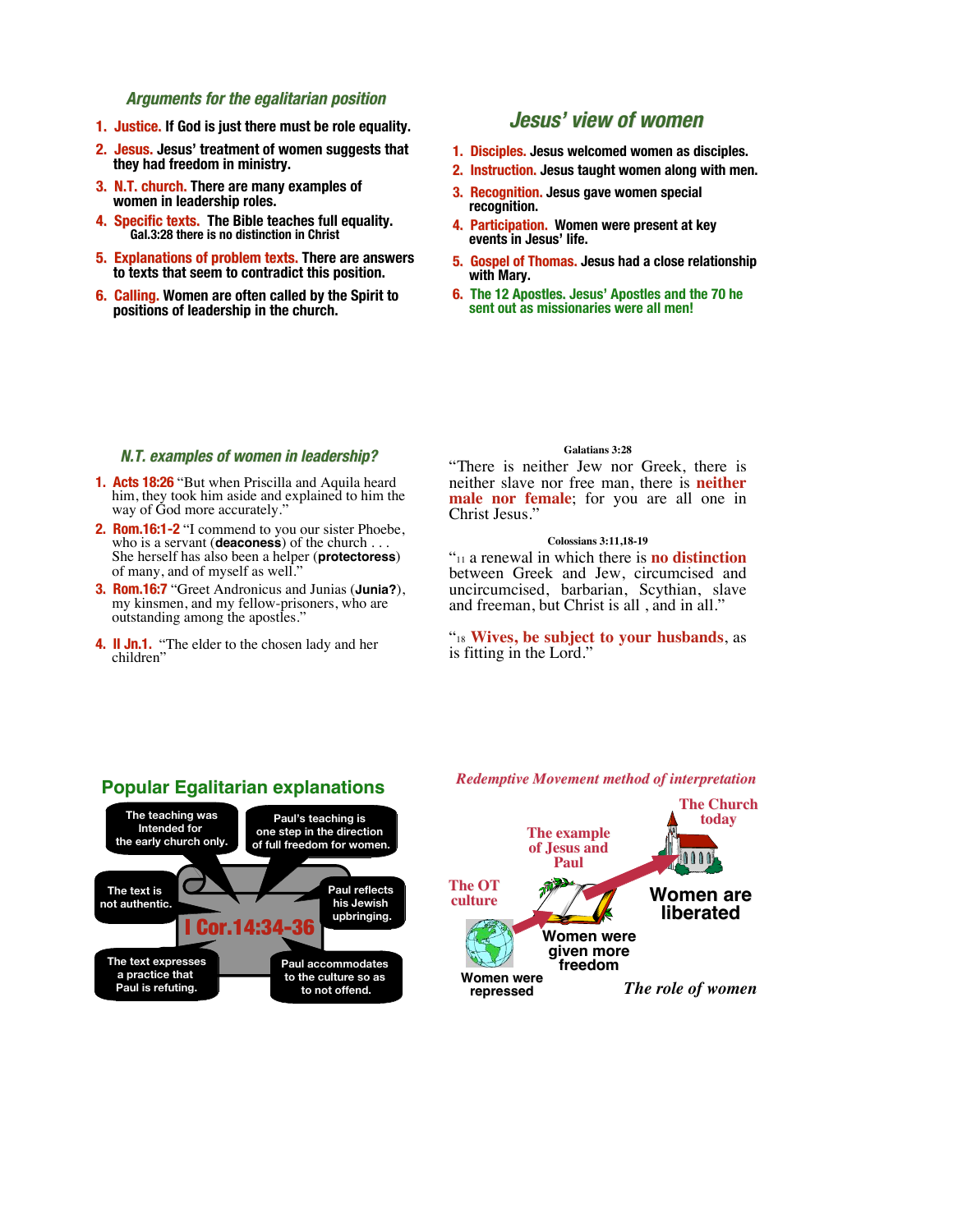## Arguments for the egalitarian position

1. **Justice.** If God is just there must be role equality.
2. **Jesus.** Jesus' treatment of women suggests that they had freedom in ministry.
3. **N.T. church.** There are many examples of women in leadership roles.
4. **Specific texts.** The Bible teaches full equality. Gal.3:28 there is no distinction in Christ
5. **Explanations of problem texts.** There are answers to texts that seem to contradict this position.
6. **Calling.** Women are often called by the Spirit to positions of leadership in the church.

## Jesus' view of women

1. **Disciples.** Jesus welcomed women as disciples.
2. **Instruction.** Jesus taught women along with men.
3. **Recognition.** Jesus gave women special recognition.
4. **Participation.** Women were present at key events in Jesus' life.
5. **Gospel of Thomas.** Jesus had a close relationship with Mary.
6. **The 12 Apostles. Jesus' Apostles and the 70 he sent out as missionaries were all men!**

## N.T. examples of women in leadership?

1. **Acts 18:26** "But when Priscilla and Aquila heard him, they took him aside and explained to him the way of God more accurately."
2. **Rom.16:1-2** "I commend to you our sister Phoebe, who is a servant (**deaconess**) of the church . . . She herself has also been a helper (**protectoress**) of many, and of myself as well."
3. **Rom.16:7** "Greet Andronicus and Junias (**Junia?**), my kinsmen, and my fellow-prisoners, who are outstanding among the apostles."
4. **II Jn.1.** "The elder to the chosen lady and her children"

**Galatians 3:28**

"There is neither Jew nor Greek, there is neither slave nor free man, there is **neither male nor female**; for you are all one in Christ Jesus."

**Colossians 3:11,18-19**

"11 a renewal in which there is **no distinction** between Greek and Jew, circumcised and uncircumcised, barbarian, Scythian, slave and freeman, but Christ is all , and in all."

"18 **Wives, be subject to your husbands**, as is fitting in the Lord."

## Popular Egalitarian explanations

**I Cor.14:34-36**

- The teaching was Intended for the early church only.
- Paul's teaching is one step in the direction of full freedom for women.
- The text is not authentic.
- Paul reflects his Jewish upbringing.
- The text expresses a practice that Paul is refuting.
- Paul accommodates to the culture so as to not offend.

## Redemptive Movement method of interpretation

- The OT culture — Women were repressed
- The example of Jesus and Paul — Women were given more freedom
- The Church today — Women are liberated

*The role of women*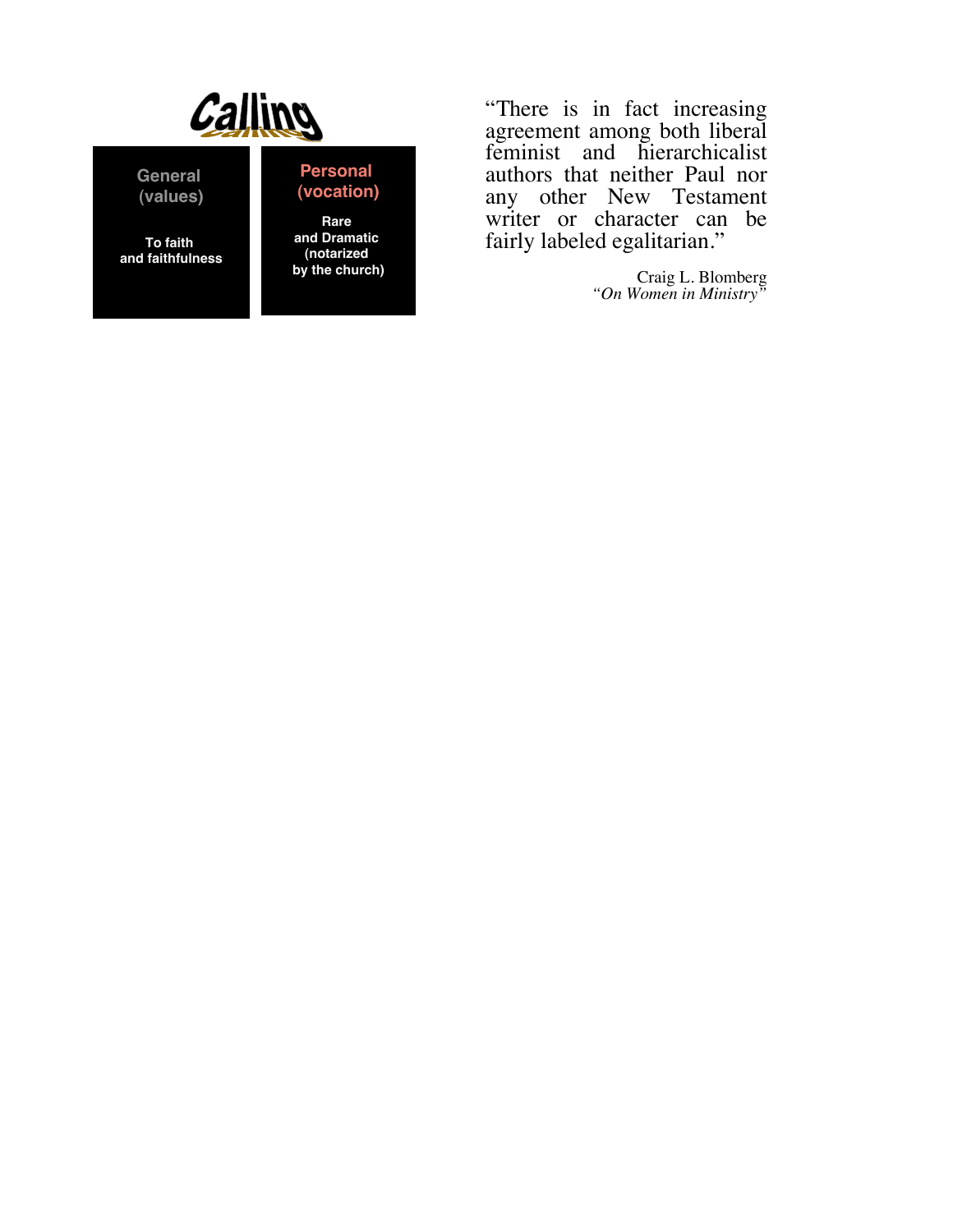# Calling

| General (values) | Personal (vocation) |
|---|---|
| To faith and faithfulness | Rare and Dramatic (notarized by the church) |

"There is in fact increasing agreement among both liberal feminist and hierarchicalist authors that neither Paul nor any other New Testament writer or character can be fairly labeled egalitarian."

Craig L. Blomberg
*"On Women in Ministry"*